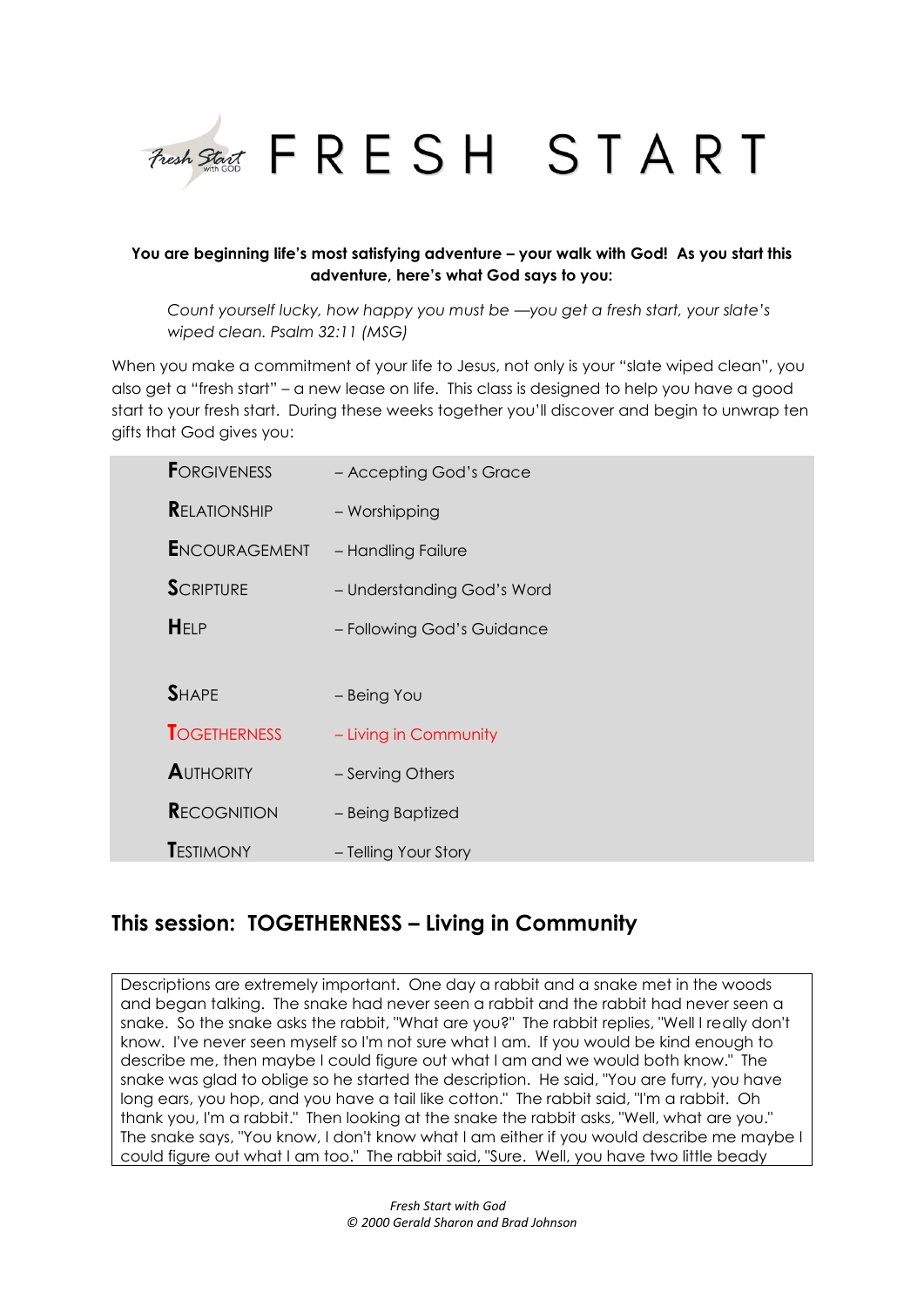# FRESH START

**You are beginning life's most satisfying adventure – your walk with God! As you start this adventure, here's what God says to you:**

> *Count yourself lucky, how happy you must be —you get a fresh start, your slate's wiped clean. Psalm 32:11 (MSG)*

When you make a commitment of your life to Jesus, not only is your "slate wiped clean", you also get a "fresh start" – a new lease on life. This class is designed to help you have a good start to your fresh start. During these weeks together you'll discover and begin to unwrap ten gifts that God gives you:

| | |
|---|---|
| **F**ORGIVENESS | – Accepting God's Grace |
| **R**ELATIONSHIP | – Worshipping |
| **E**NCOURAGEMENT | – Handling Failure |
| **S**CRIPTURE | – Understanding God's Word |
| **H**ELP | – Following God's Guidance |
| | |
| **S**HAPE | – Being You |
| **T**OGETHERNESS | – Living in Community |
| **A**UTHORITY | – Serving Others |
| **R**ECOGNITION | – Being Baptized |
| **T**ESTIMONY | – Telling Your Story |

## This session: TOGETHERNESS – Living in Community

Descriptions are extremely important. One day a rabbit and a snake met in the woods and began talking. The snake had never seen a rabbit and the rabbit had never seen a snake. So the snake asks the rabbit, "What are you?" The rabbit replies, "Well I really don't know. I've never seen myself so I'm not sure what I am. If you would be kind enough to describe me, then maybe I could figure out what I am and we would both know." The snake was glad to oblige so he started the description. He said, "You are furry, you have long ears, you hop, and you have a tail like cotton." The rabbit said, "I'm a rabbit. Oh thank you, I'm a rabbit." Then looking at the snake the rabbit asks, "Well, what are you." The snake says, "You know, I don't know what I am either if you would describe me maybe I could figure out what I am too." The rabbit said, "Sure. Well, you have two little beady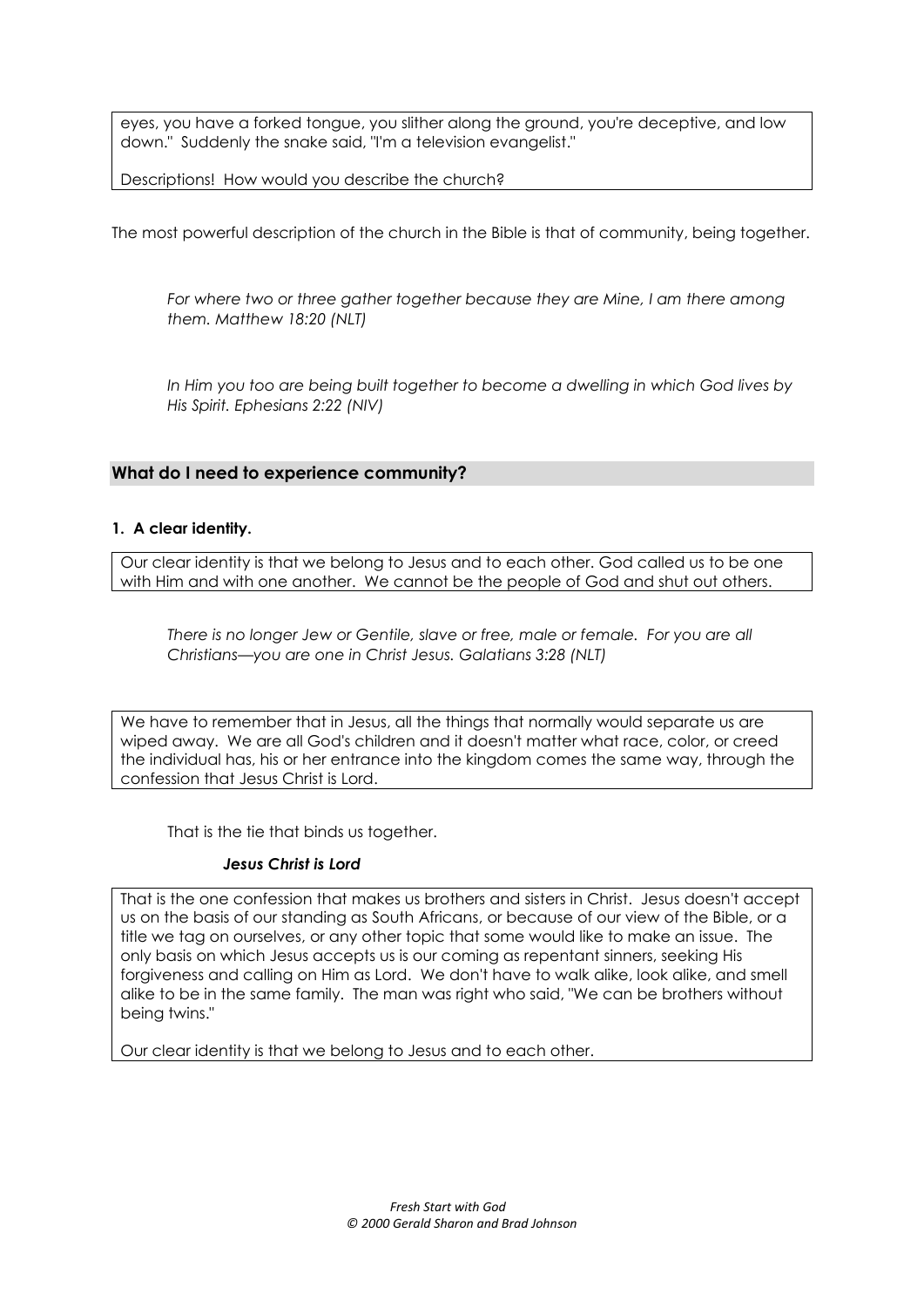eyes, you have a forked tongue, you slither along the ground, you're deceptive, and low down." Suddenly the snake said, "I'm a television evangelist."

Descriptions! How would you describe the church?

The most powerful description of the church in the Bible is that of community, being together.

> *For where two or three gather together because they are Mine, I am there among them. Matthew 18:20 (NLT)*

> *In Him you too are being built together to become a dwelling in which God lives by His Spirit. Ephesians 2:22 (NIV)*

## What do I need to experience community?

**1. A clear identity.**

Our clear identity is that we belong to Jesus and to each other. God called us to be one with Him and with one another. We cannot be the people of God and shut out others.

> *There is no longer Jew or Gentile, slave or free, male or female. For you are all Christians—you are one in Christ Jesus. Galatians 3:28 (NLT)*

We have to remember that in Jesus, all the things that normally would separate us are wiped away. We are all God's children and it doesn't matter what race, color, or creed the individual has, his or her entrance into the kingdom comes the same way, through the confession that Jesus Christ is Lord.

That is the tie that binds us together.

***Jesus Christ is Lord***

That is the one confession that makes us brothers and sisters in Christ. Jesus doesn't accept us on the basis of our standing as South Africans, or because of our view of the Bible, or a title we tag on ourselves, or any other topic that some would like to make an issue. The only basis on which Jesus accepts us is our coming as repentant sinners, seeking His forgiveness and calling on Him as Lord. We don't have to walk alike, look alike, and smell alike to be in the same family. The man was right who said, "We can be brothers without being twins."

Our clear identity is that we belong to Jesus and to each other.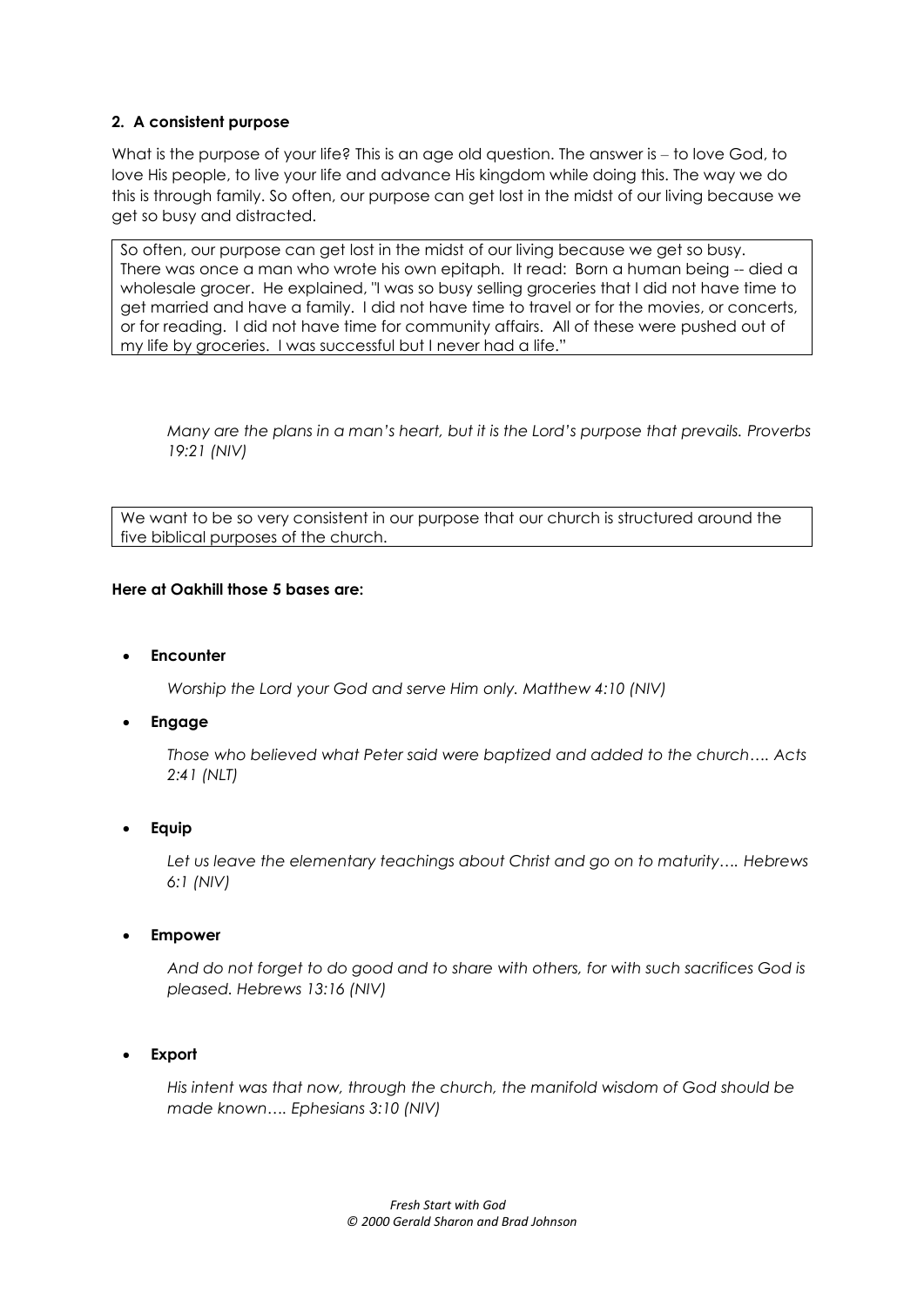**2. A consistent purpose**

What is the purpose of your life? This is an age old question. The answer is – to love God, to love His people, to live your life and advance His kingdom while doing this. The way we do this is through family. So often, our purpose can get lost in the midst of our living because we get so busy and distracted.

So often, our purpose can get lost in the midst of our living because we get so busy. There was once a man who wrote his own epitaph. It read: Born a human being -- died a wholesale grocer. He explained, "I was so busy selling groceries that I did not have time to get married and have a family. I did not have time to travel or for the movies, or concerts, or for reading. I did not have time for community affairs. All of these were pushed out of my life by groceries. I was successful but I never had a life."

*Many are the plans in a man's heart, but it is the Lord's purpose that prevails. Proverbs 19:21 (NIV)*

We want to be so very consistent in our purpose that our church is structured around the five biblical purposes of the church.

**Here at Oakhill those 5 bases are:**

- **Encounter**

  *Worship the Lord your God and serve Him only. Matthew 4:10 (NIV)*

- **Engage**

  *Those who believed what Peter said were baptized and added to the church…. Acts 2:41 (NLT)*

- **Equip**

  *Let us leave the elementary teachings about Christ and go on to maturity…. Hebrews 6:1 (NIV)*

- **Empower**

  *And do not forget to do good and to share with others, for with such sacrifices God is pleased. Hebrews 13:16 (NIV)*

- **Export**

  *His intent was that now, through the church, the manifold wisdom of God should be made known…. Ephesians 3:10 (NIV)*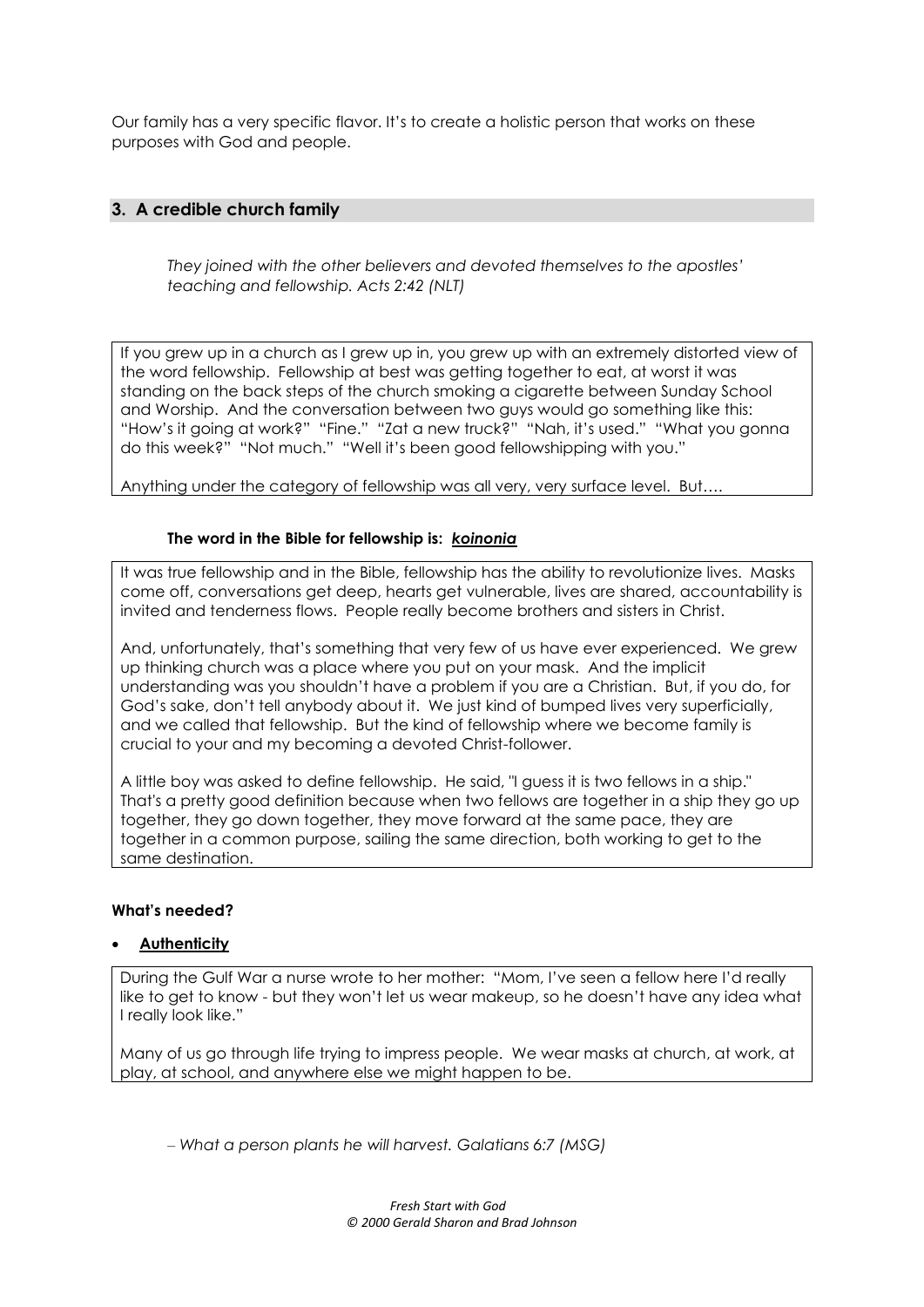Our family has a very specific flavor. It's to create a holistic person that works on these purposes with God and people.

## 3. A credible church family

*They joined with the other believers and devoted themselves to the apostles' teaching and fellowship. Acts 2:42 (NLT)*

If you grew up in a church as I grew up in, you grew up with an extremely distorted view of the word fellowship. Fellowship at best was getting together to eat, at worst it was standing on the back steps of the church smoking a cigarette between Sunday School and Worship. And the conversation between two guys would go something like this: "How's it going at work?" "Fine." "Zat a new truck?" "Nah, it's used." "What you gonna do this week?" "Not much." "Well it's been good fellowshipping with you."

Anything under the category of fellowship was all very, very surface level. But….

**The word in the Bible for fellowship is: *koinonia***

It was true fellowship and in the Bible, fellowship has the ability to revolutionize lives. Masks come off, conversations get deep, hearts get vulnerable, lives are shared, accountability is invited and tenderness flows. People really become brothers and sisters in Christ.

And, unfortunately, that's something that very few of us have ever experienced. We grew up thinking church was a place where you put on your mask. And the implicit understanding was you shouldn't have a problem if you are a Christian. But, if you do, for God's sake, don't tell anybody about it. We just kind of bumped lives very superficially, and we called that fellowship. But the kind of fellowship where we become family is crucial to your and my becoming a devoted Christ-follower.

A little boy was asked to define fellowship. He said, "I guess it is two fellows in a ship." That's a pretty good definition because when two fellows are together in a ship they go up together, they go down together, they move forward at the same pace, they are together in a common purpose, sailing the same direction, both working to get to the same destination.

**What's needed?**

- **Authenticity**

During the Gulf War a nurse wrote to her mother: "Mom, I've seen a fellow here I'd really like to get to know - but they won't let us wear makeup, so he doesn't have any idea what I really look like."

Many of us go through life trying to impress people. We wear masks at church, at work, at play, at school, and anywhere else we might happen to be.

*– What a person plants he will harvest. Galatians 6:7 (MSG)*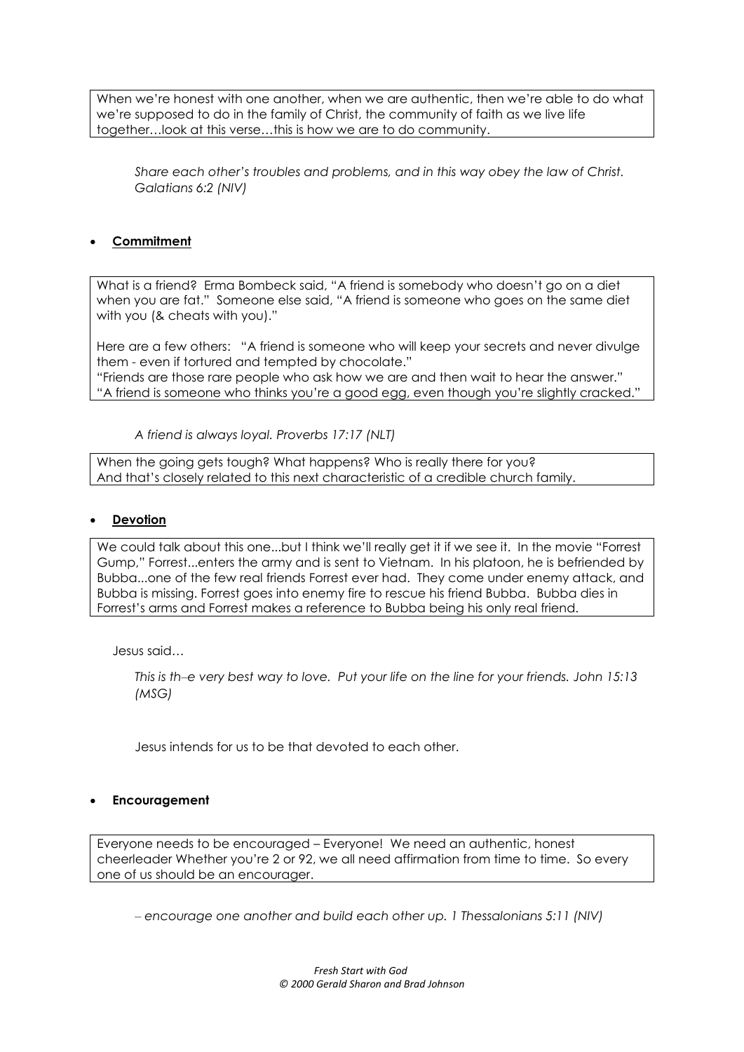When we're honest with one another, when we are authentic, then we're able to do what we're supposed to do in the family of Christ, the community of faith as we live life together…look at this verse…this is how we are to do community.

*Share each other's troubles and problems, and in this way obey the law of Christ. Galatians 6:2 (NIV)*

- **Commitment**

What is a friend? Erma Bombeck said, "A friend is somebody who doesn't go on a diet when you are fat." Someone else said, "A friend is someone who goes on the same diet with you (& cheats with you)."

Here are a few others: "A friend is someone who will keep your secrets and never divulge them - even if tortured and tempted by chocolate."
"Friends are those rare people who ask how we are and then wait to hear the answer."
"A friend is someone who thinks you're a good egg, even though you're slightly cracked."

*A friend is always loyal. Proverbs 17:17 (NLT)*

When the going gets tough? What happens? Who is really there for you?
And that's closely related to this next characteristic of a credible church family.

- **Devotion**

We could talk about this one...but I think we'll really get it if we see it. In the movie "Forrest Gump," Forrest...enters the army and is sent to Vietnam. In his platoon, he is befriended by Bubba...one of the few real friends Forrest ever had. They come under enemy attack, and Bubba is missing. Forrest goes into enemy fire to rescue his friend Bubba. Bubba dies in Forrest's arms and Forrest makes a reference to Bubba being his only real friend.

Jesus said…

*This is th–e very best way to love. Put your life on the line for your friends. John 15:13 (MSG)*

Jesus intends for us to be that devoted to each other.

- **Encouragement**

Everyone needs to be encouraged – Everyone! We need an authentic, honest cheerleader Whether you're 2 or 92, we all need affirmation from time to time. So every one of us should be an encourager.

*– encourage one another and build each other up. 1 Thessalonians 5:11 (NIV)*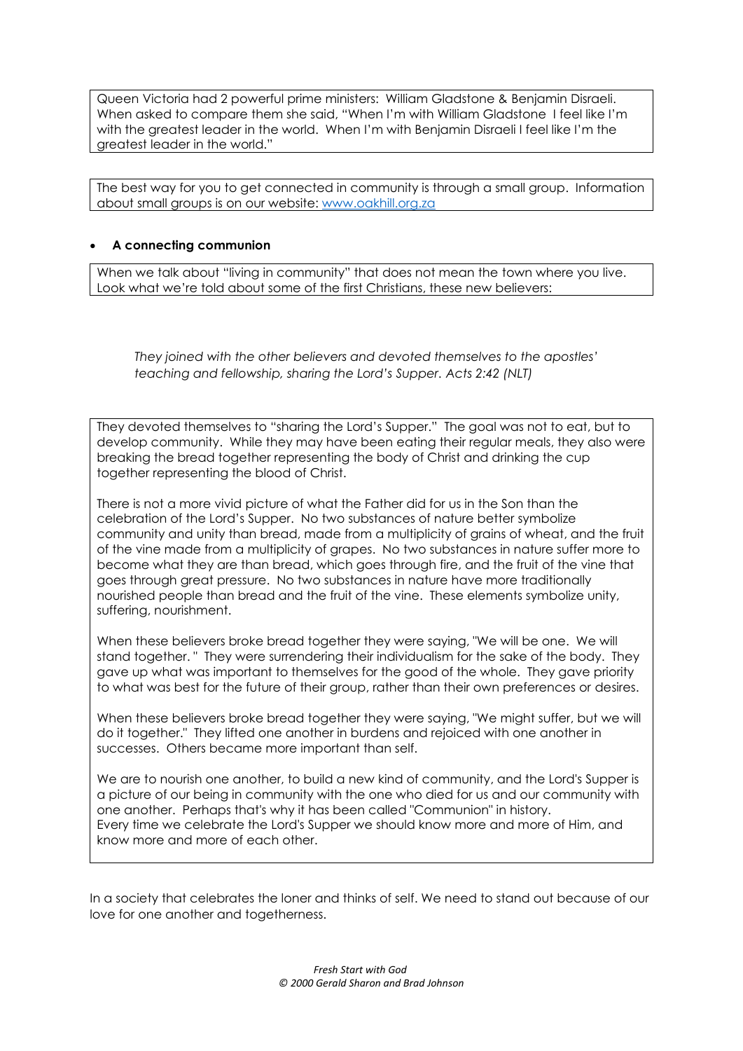Queen Victoria had 2 powerful prime ministers: William Gladstone & Benjamin Disraeli. When asked to compare them she said, "When I'm with William Gladstone I feel like I'm with the greatest leader in the world. When I'm with Benjamin Disraeli I feel like I'm the greatest leader in the world."

The best way for you to get connected in community is through a small group. Information about small groups is on our website: [www.oakhill.org.za](http://www.oakhill.org.za)

- **A connecting communion**

When we talk about "living in community" that does not mean the town where you live. Look what we're told about some of the first Christians, these new believers:

> *They joined with the other believers and devoted themselves to the apostles' teaching and fellowship, sharing the Lord's Supper. Acts 2:42 (NLT)*

They devoted themselves to "sharing the Lord's Supper." The goal was not to eat, but to develop community. While they may have been eating their regular meals, they also were breaking the bread together representing the body of Christ and drinking the cup together representing the blood of Christ.

There is not a more vivid picture of what the Father did for us in the Son than the celebration of the Lord's Supper. No two substances of nature better symbolize community and unity than bread, made from a multiplicity of grains of wheat, and the fruit of the vine made from a multiplicity of grapes. No two substances in nature suffer more to become what they are than bread, which goes through fire, and the fruit of the vine that goes through great pressure. No two substances in nature have more traditionally nourished people than bread and the fruit of the vine. These elements symbolize unity, suffering, nourishment.

When these believers broke bread together they were saying, "We will be one. We will stand together. " They were surrendering their individualism for the sake of the body. They gave up what was important to themselves for the good of the whole. They gave priority to what was best for the future of their group, rather than their own preferences or desires.

When these believers broke bread together they were saying, "We might suffer, but we will do it together." They lifted one another in burdens and rejoiced with one another in successes. Others became more important than self.

We are to nourish one another, to build a new kind of community, and the Lord's Supper is a picture of our being in community with the one who died for us and our community with one another. Perhaps that's why it has been called "Communion" in history.
Every time we celebrate the Lord's Supper we should know more and more of Him, and know more and more of each other.

In a society that celebrates the loner and thinks of self. We need to stand out because of our love for one another and togetherness.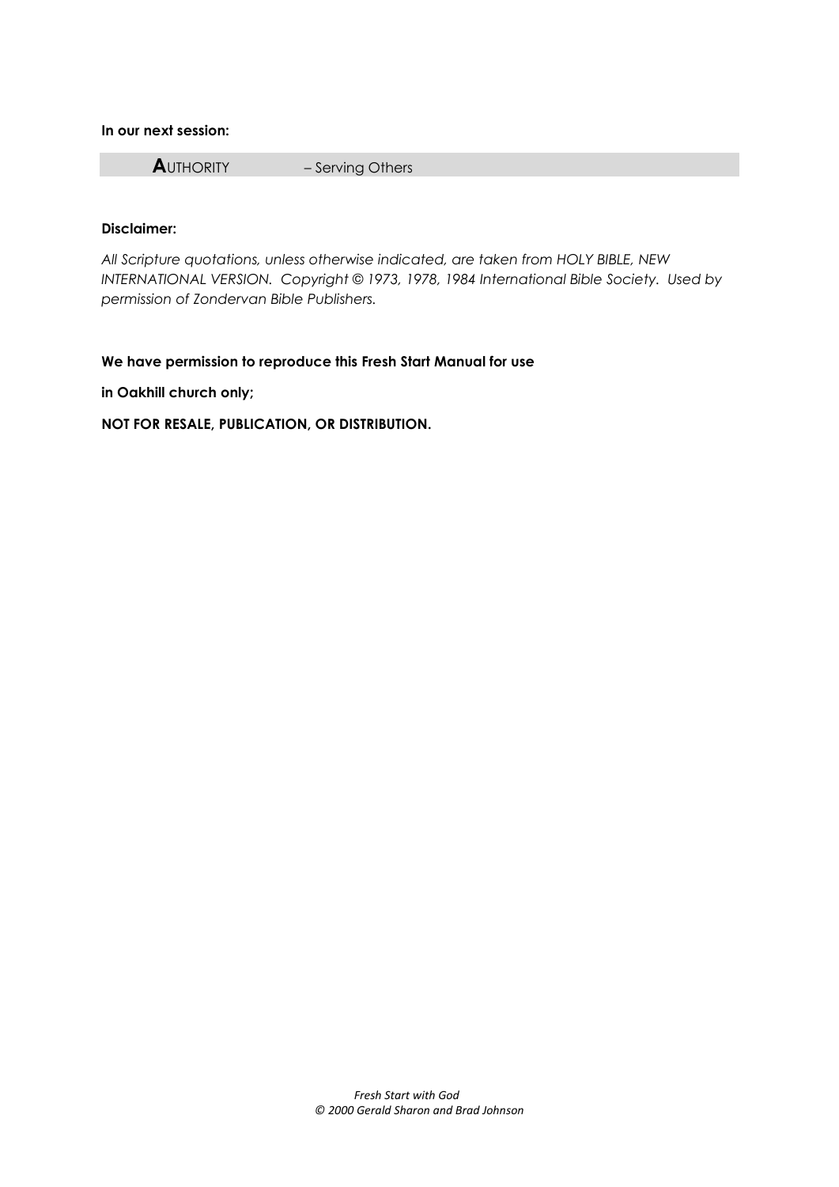**In our next session:**

| | |
|---|---|
| **A**UTHORITY | – Serving Others |

**Disclaimer:**

*All Scripture quotations, unless otherwise indicated, are taken from HOLY BIBLE, NEW INTERNATIONAL VERSION. Copyright © 1973, 1978, 1984 International Bible Society. Used by permission of Zondervan Bible Publishers.*

**We have permission to reproduce this Fresh Start Manual for use**

**in Oakhill church only;**

**NOT FOR RESALE, PUBLICATION, OR DISTRIBUTION.**

*Fresh Start with God*
*© 2000 Gerald Sharon and Brad Johnson*